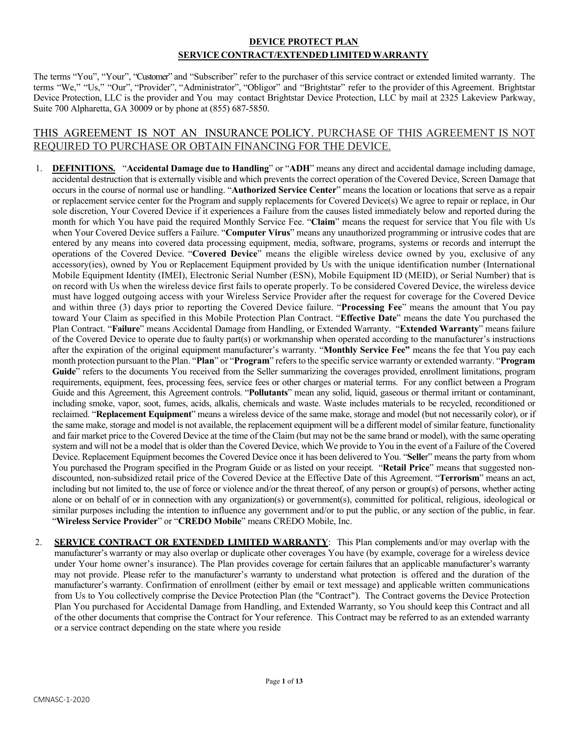# DEVICE PROTECT PLAN

## SERVICE CONTRACT/EXTENDED LIMITED WARRANTY

The terms "You", "Your", "Customer" and "Subscriber" refer to the purchaser of this service contract or extended limited warranty. The terms "We," "Us," "Our", "Provider", "Administrator", "Obligor" and "Brightstar" refer to the provider of this Agreement. Brightstar Device Protection, LLC is the provider and You may contact Brightstar Device Protection, LLC by mail at 2325 Lakeview Parkway, Suite 700 Alpharetta, GA 30009 or by phone at (855) 687-5850.

THIS AGREEMENT IS NOT AN INSURANCE POLICY. PURCHASE OF THIS AGREEMENT IS NOT REQUIRED TO PURCHASE OR OBTAIN FINANCING FOR THE DEVICE.

1. **DEFINITIONS.** "**Accidental Damage due to Handling**" or "**ADH**" means any direct and accidental damage including damage, accidental destruction that is externally visible and which prevents the correct operation of the Covered Device, Screen Damage that occurs in the course of normal use or handling. "**Authorized Service Center**" means the location or locations that serve as a repair or replacement service center for the Program and supply replacements for Covered Device(s) We agree to repair or replace, in Our sole discretion, Your Covered Device if it experiences a Failure from the causes listed immediately below and reported during the month for which You have paid the required Monthly Service Fee. "**Claim**" means the request for service that You file with Us when Your Covered Device suffers a Failure. "**Computer Virus**" means any unauthorized programming or intrusive codes that are entered by any means into covered data processing equipment, media, software, programs, systems or records and interrupt the operations of the Covered Device. "**Covered Device**" means the eligible wireless device owned by you, exclusive of any accessory(ies), owned by You or Replacement Equipment provided by Us with the unique identification number (International Mobile Equipment Identity (IMEI), Electronic Serial Number (ESN), Mobile Equipment ID (MEID), or Serial Number) that is on record with Us when the wireless device first fails to operate properly. To be considered Covered Device, the wireless device must have logged outgoing access with your Wireless Service Provider after the request for coverage for the Covered Device and within three (3) days prior to reporting the Covered Device failure. "**Processing Fee**" means the amount that You pay toward Your Claim as specified in this Mobile Protection Plan Contract. "**Effective Date**" means the date You purchased the Plan Contract. "**Failure**" means Accidental Damage from Handling, or Extended Warranty. "**Extended Warranty**" means failure of the Covered Device to operate due to faulty part(s) or workmanship when operated according to the manufacturer's instructions after the expiration of the original equipment manufacturer's warranty. "**Monthly Service Fee"** means the fee that You pay each month protection pursuant to the Plan. "**Plan**" or "**Program**" refers to the specific service warranty or extended warranty. "**Program Guide**" refers to the documents You received from the Seller summarizing the coverages provided, enrollment limitations, program requirements, equipment, fees, processing fees, service fees or other charges or material terms. For any conflict between a Program Guide and this Agreement, this Agreement controls. "**Pollutants**" mean any solid, liquid, gaseous or thermal irritant or contaminant, including smoke, vapor, soot, fumes, acids, alkalis, chemicals and waste. Waste includes materials to be recycled, reconditioned or reclaimed. "**Replacement Equipment**" means a wireless device of the same make, storage and model (but not necessarily color), or if the same make, storage and model is not available, the replacement equipment will be a different model of similar feature, functionality and fair market price to the Covered Device at the time of the Claim (but may not be the same brand or model), with the same operating system and will not be a model that is older than the Covered Device, which We provide to You in the event of a Failure of the Covered Device. Replacement Equipment becomes the Covered Device once it has been delivered to You. "**Seller**" means the party from whom You purchased the Program specified in the Program Guide or as listed on your receipt. "**Retail Price**" means that suggested non-discounted, non-subsidized retail price of the Covered Device at the Effective Date of this Agreement. "**Terrorism**" means an act, including but not limited to, the use of force or violence and/or the threat thereof, of any person or group(s) of persons, whether acting alone or on behalf of or in connection with any organization(s) or government(s), committed for political, religious, ideological or similar purposes including the intention to influence any government and/or to put the public, or any section of the public, in fear. "**Wireless Service Provider**" or "**CREDO Mobile**" means CREDO Mobile, Inc.

2. **SERVICE CONTRACT OR EXTENDED LIMITED WARRANTY**: This Plan complements and/or may overlap with the manufacturer's warranty or may also overlap or duplicate other coverages You have (by example, coverage for a wireless device under Your home owner's insurance). The Plan provides coverage for certain failures that an applicable manufacturer's warranty may not provide. Please refer to the manufacturer's warranty to understand what protection is offered and the duration of the manufacturer's warranty. Confirmation of enrollment (either by email or text message) and applicable written communications from Us to You collectively comprise the Device Protection Plan (the "Contract"). The Contract governs the Device Protection Plan You purchased for Accidental Damage from Handling, and Extended Warranty, so You should keep this Contract and all of the other documents that comprise the Contract for Your reference. This Contract may be referred to as an extended warranty or a service contract depending on the state where you reside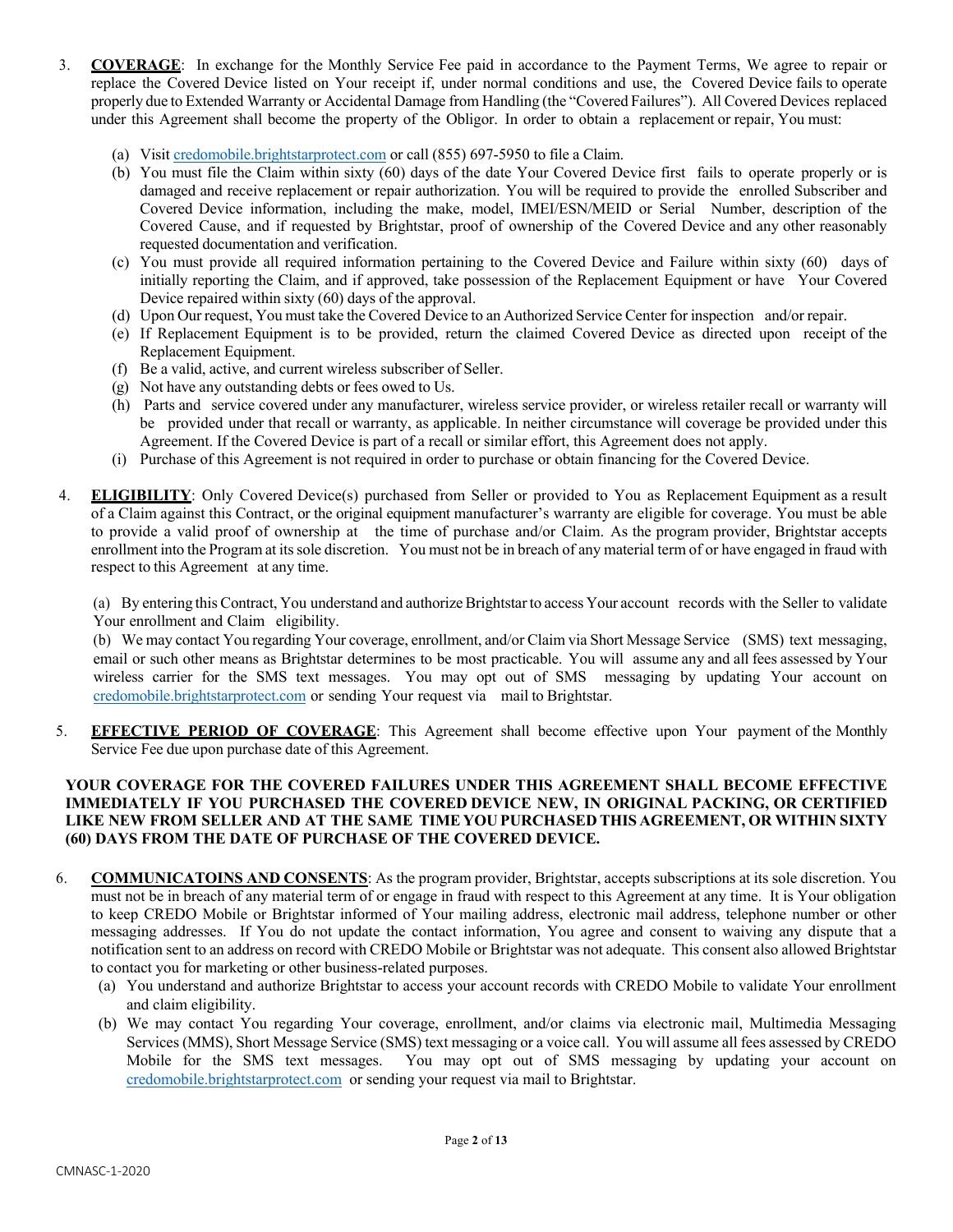3. **COVERAGE**: In exchange for the Monthly Service Fee paid in accordance to the Payment Terms, We agree to repair or replace the Covered Device listed on Your receipt if, under normal conditions and use, the Covered Device fails to operate properly due to Extended Warranty or Accidental Damage from Handling (the "Covered Failures"). All Covered Devices replaced under this Agreement shall become the property of the Obligor. In order to obtain a replacement or repair, You must:

   (a) Visit credomobile.brightstarprotect.com or call (855) 697-5950 to file a Claim.
   (b) You must file the Claim within sixty (60) days of the date Your Covered Device first fails to operate properly or is damaged and receive replacement or repair authorization. You will be required to provide the enrolled Subscriber and Covered Device information, including the make, model, IMEI/ESN/MEID or Serial Number, description of the Covered Cause, and if requested by Brightstar, proof of ownership of the Covered Device and any other reasonably requested documentation and verification.
   (c) You must provide all required information pertaining to the Covered Device and Failure within sixty (60) days of initially reporting the Claim, and if approved, take possession of the Replacement Equipment or have Your Covered Device repaired within sixty (60) days of the approval.
   (d) Upon Our request, You must take the Covered Device to an Authorized Service Center for inspection and/or repair.
   (e) If Replacement Equipment is to be provided, return the claimed Covered Device as directed upon receipt of the Replacement Equipment.
   (f) Be a valid, active, and current wireless subscriber of Seller.
   (g) Not have any outstanding debts or fees owed to Us.
   (h) Parts and service covered under any manufacturer, wireless service provider, or wireless retailer recall or warranty will be provided under that recall or warranty, as applicable. In neither circumstance will coverage be provided under this Agreement. If the Covered Device is part of a recall or similar effort, this Agreement does not apply.
   (i) Purchase of this Agreement is not required in order to purchase or obtain financing for the Covered Device.

4. **ELIGIBILITY**: Only Covered Device(s) purchased from Seller or provided to You as Replacement Equipment as a result of a Claim against this Contract, or the original equipment manufacturer's warranty are eligible for coverage. You must be able to provide a valid proof of ownership at the time of purchase and/or Claim. As the program provider, Brightstar accepts enrollment into the Program at its sole discretion. You must not be in breach of any material term of or have engaged in fraud with respect to this Agreement at any time.

   (a) By entering this Contract, You understand and authorize Brightstar to access Your account records with the Seller to validate Your enrollment and Claim eligibility.
   (b) We may contact You regarding Your coverage, enrollment, and/or Claim via Short Message Service (SMS) text messaging, email or such other means as Brightstar determines to be most practicable. You will assume any and all fees assessed by Your wireless carrier for the SMS text messages. You may opt out of SMS messaging by updating Your account on credomobile.brightstarprotect.com or sending Your request via mail to Brightstar.

5. **EFFECTIVE PERIOD OF COVERAGE**: This Agreement shall become effective upon Your payment of the Monthly Service Fee due upon purchase date of this Agreement.

**YOUR COVERAGE FOR THE COVERED FAILURES UNDER THIS AGREEMENT SHALL BECOME EFFECTIVE IMMEDIATELY IF YOU PURCHASED THE COVERED DEVICE NEW, IN ORIGINAL PACKING, OR CERTIFIED LIKE NEW FROM SELLER AND AT THE SAME TIME YOU PURCHASED THIS AGREEMENT, OR WITHIN SIXTY (60) DAYS FROM THE DATE OF PURCHASE OF THE COVERED DEVICE.**

6. **COMMUNICATOINS AND CONSENTS**: As the program provider, Brightstar, accepts subscriptions at its sole discretion. You must not be in breach of any material term of or engage in fraud with respect to this Agreement at any time. It is Your obligation to keep CREDO Mobile or Brightstar informed of Your mailing address, electronic mail address, telephone number or other messaging addresses. If You do not update the contact information, You agree and consent to waiving any dispute that a notification sent to an address on record with CREDO Mobile or Brightstar was not adequate. This consent also allowed Brightstar to contact you for marketing or other business-related purposes.

   (a) You understand and authorize Brightstar to access your account records with CREDO Mobile to validate Your enrollment and claim eligibility.
   (b) We may contact You regarding Your coverage, enrollment, and/or claims via electronic mail, Multimedia Messaging Services (MMS), Short Message Service (SMS) text messaging or a voice call. You will assume all fees assessed by CREDO Mobile for the SMS text messages. You may opt out of SMS messaging by updating your account on credomobile.brightstarprotect.com or sending your request via mail to Brightstar.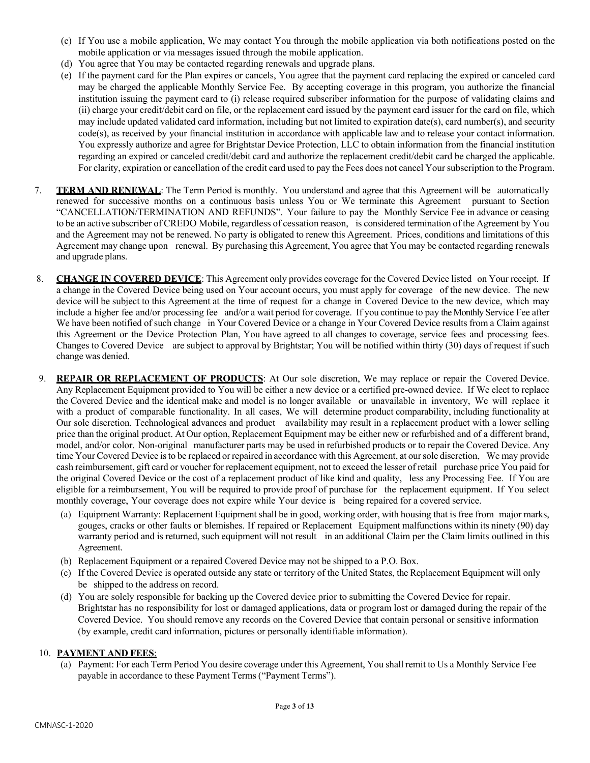(c) If You use a mobile application, We may contact You through the mobile application via both notifications posted on the mobile application or via messages issued through the mobile application.

(d) You agree that You may be contacted regarding renewals and upgrade plans.

(e) If the payment card for the Plan expires or cancels, You agree that the payment card replacing the expired or canceled card may be charged the applicable Monthly Service Fee. By accepting coverage in this program, you authorize the financial institution issuing the payment card to (i) release required subscriber information for the purpose of validating claims and (ii) charge your credit/debit card on file, or the replacement card issued by the payment card issuer for the card on file, which may include updated validated card information, including but not limited to expiration date(s), card number(s), and security code(s), as received by your financial institution in accordance with applicable law and to release your contact information. You expressly authorize and agree for Brightstar Device Protection, LLC to obtain information from the financial institution regarding an expired or canceled credit/debit card and authorize the replacement credit/debit card be charged the applicable. For clarity, expiration or cancellation of the credit card used to pay the Fees does not cancel Your subscription to the Program.

7. **TERM AND RENEWAL**: The Term Period is monthly. You understand and agree that this Agreement will be automatically renewed for successive months on a continuous basis unless You or We terminate this Agreement pursuant to Section "CANCELLATION/TERMINATION AND REFUNDS". Your failure to pay the Monthly Service Fee in advance or ceasing to be an active subscriber of CREDO Mobile, regardless of cessation reason, is considered termination of the Agreement by You and the Agreement may not be renewed. No party is obligated to renew this Agreement. Prices, conditions and limitations of this Agreement may change upon renewal. By purchasing this Agreement, You agree that You may be contacted regarding renewals and upgrade plans.

8. **CHANGE IN COVERED DEVICE**: This Agreement only provides coverage for the Covered Device listed on Your receipt. If a change in the Covered Device being used on Your account occurs, you must apply for coverage of the new device. The new device will be subject to this Agreement at the time of request for a change in Covered Device to the new device, which may include a higher fee and/or processing fee and/or a wait period for coverage. If you continue to pay the Monthly Service Fee after We have been notified of such change in Your Covered Device or a change in Your Covered Device results from a Claim against this Agreement or the Device Protection Plan, You have agreed to all changes to coverage, service fees and processing fees. Changes to Covered Device are subject to approval by Brightstar; You will be notified within thirty (30) days of request if such change was denied.

9. **REPAIR OR REPLACEMENT OF PRODUCTS**: At Our sole discretion, We may replace or repair the Covered Device. Any Replacement Equipment provided to You will be either a new device or a certified pre-owned device. If We elect to replace the Covered Device and the identical make and model is no longer available or unavailable in inventory, We will replace it with a product of comparable functionality. In all cases, We will determine product comparability, including functionality at Our sole discretion. Technological advances and product availability may result in a replacement product with a lower selling price than the original product. At Our option, Replacement Equipment may be either new or refurbished and of a different brand, model, and/or color. Non-original manufacturer parts may be used in refurbished products or to repair the Covered Device. Any time Your Covered Device is to be replaced or repaired in accordance with this Agreement, at our sole discretion, We may provide cash reimbursement, gift card or voucher for replacement equipment, not to exceed the lesser of retail purchase price You paid for the original Covered Device or the cost of a replacement product of like kind and quality, less any Processing Fee. If You are eligible for a reimbursement, You will be required to provide proof of purchase for the replacement equipment. If You select monthly coverage, Your coverage does not expire while Your device is being repaired for a covered service.

(a) Equipment Warranty: Replacement Equipment shall be in good, working order, with housing that is free from major marks, gouges, cracks or other faults or blemishes. If repaired or Replacement Equipment malfunctions within its ninety (90) day warranty period and is returned, such equipment will not result in an additional Claim per the Claim limits outlined in this Agreement.

(b) Replacement Equipment or a repaired Covered Device may not be shipped to a P.O. Box.

(c) If the Covered Device is operated outside any state or territory of the United States, the Replacement Equipment will only be shipped to the address on record.

(d) You are solely responsible for backing up the Covered device prior to submitting the Covered Device for repair. Brightstar has no responsibility for lost or damaged applications, data or program lost or damaged during the repair of the Covered Device. You should remove any records on the Covered Device that contain personal or sensitive information (by example, credit card information, pictures or personally identifiable information).

10. **PAYMENT AND FEES**:

(a) Payment: For each Term Period You desire coverage under this Agreement, You shall remit to Us a Monthly Service Fee payable in accordance to these Payment Terms ("Payment Terms").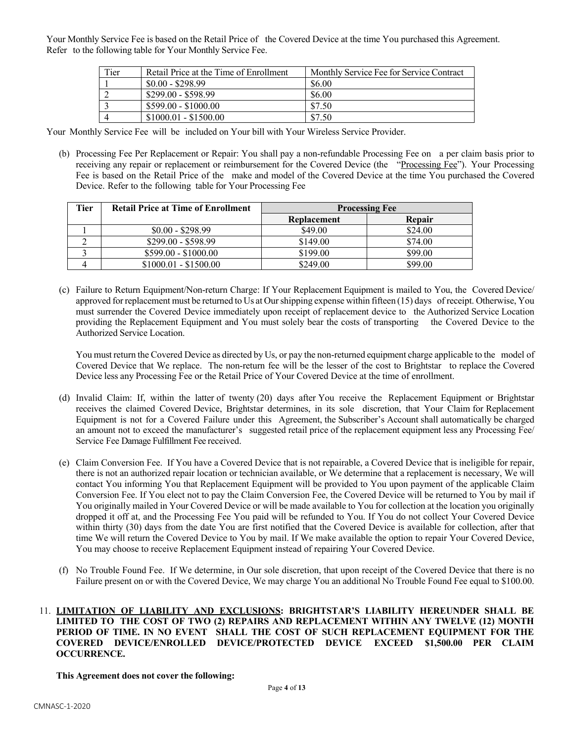Your Monthly Service Fee is based on the Retail Price of the Covered Device at the time You purchased this Agreement. Refer to the following table for Your Monthly Service Fee.

| Tier | Retail Price at the Time of Enrollment | Monthly Service Fee for Service Contract |
|---|---|---|
| 1 | $0.00 - $298.99 | $6.00 |
| 2 | $299.00 - $598.99 | $6.00 |
| 3 | $599.00 - $1000.00 | $7.50 |
| 4 | $1000.01 - $1500.00 | $7.50 |

Your Monthly Service Fee will be included on Your bill with Your Wireless Service Provider.

(b) Processing Fee Per Replacement or Repair: You shall pay a non-refundable Processing Fee on a per claim basis prior to receiving any repair or replacement or reimbursement for the Covered Device (the "Processing Fee"). Your Processing Fee is based on the Retail Price of the make and model of the Covered Device at the time You purchased the Covered Device. Refer to the following table for Your Processing Fee

| **Tier** | **Retail Price at Time of Enrollment** | **Processing Fee** | |
|---|---|---|---|
| | | **Replacement** | **Repair** |
| 1 | $0.00 - $298.99 | $49.00 | $24.00 |
| 2 | $299.00 - $598.99 | $149.00 | $74.00 |
| 3 | $599.00 - $1000.00 | $199.00 | $99.00 |
| 4 | $1000.01 - $1500.00 | $249.00 | $99.00 |

(c) Failure to Return Equipment/Non-return Charge: If Your Replacement Equipment is mailed to You, the Covered Device/ approved for replacement must be returned to Us at Our shipping expense within fifteen (15) days of receipt. Otherwise, You must surrender the Covered Device immediately upon receipt of replacement device to the Authorized Service Location providing the Replacement Equipment and You must solely bear the costs of transporting the Covered Device to the Authorized Service Location.

You must return the Covered Device as directed by Us, or pay the non-returned equipment charge applicable to the model of Covered Device that We replace. The non-return fee will be the lesser of the cost to Brightstar to replace the Covered Device less any Processing Fee or the Retail Price of Your Covered Device at the time of enrollment.

(d) Invalid Claim: If, within the latter of twenty (20) days after You receive the Replacement Equipment or Brightstar receives the claimed Covered Device, Brightstar determines, in its sole discretion, that Your Claim for Replacement Equipment is not for a Covered Failure under this Agreement, the Subscriber's Account shall automatically be charged an amount not to exceed the manufacturer's suggested retail price of the replacement equipment less any Processing Fee/ Service Fee Damage Fulfillment Fee received.

(e) Claim Conversion Fee. If You have a Covered Device that is not repairable, a Covered Device that is ineligible for repair, there is not an authorized repair location or technician available, or We determine that a replacement is necessary, We will contact You informing You that Replacement Equipment will be provided to You upon payment of the applicable Claim Conversion Fee. If You elect not to pay the Claim Conversion Fee, the Covered Device will be returned to You by mail if You originally mailed in Your Covered Device or will be made available to You for collection at the location you originally dropped it off at, and the Processing Fee You paid will be refunded to You. If You do not collect Your Covered Device within thirty (30) days from the date You are first notified that the Covered Device is available for collection, after that time We will return the Covered Device to You by mail. If We make available the option to repair Your Covered Device, You may choose to receive Replacement Equipment instead of repairing Your Covered Device.

(f) No Trouble Found Fee. If We determine, in Our sole discretion, that upon receipt of the Covered Device that there is no Failure present on or with the Covered Device, We may charge You an additional No Trouble Found Fee equal to $100.00.

11. **LIMITATION OF LIABILITY AND EXCLUSIONS: BRIGHTSTAR'S LIABILITY HEREUNDER SHALL BE LIMITED TO THE COST OF TWO (2) REPAIRS AND REPLACEMENT WITHIN ANY TWELVE (12) MONTH PERIOD OF TIME. IN NO EVENT SHALL THE COST OF SUCH REPLACEMENT EQUIPMENT FOR THE COVERED DEVICE/ENROLLED DEVICE/PROTECTED DEVICE EXCEED $1,500.00 PER CLAIM OCCURRENCE.**

**This Agreement does not cover the following:**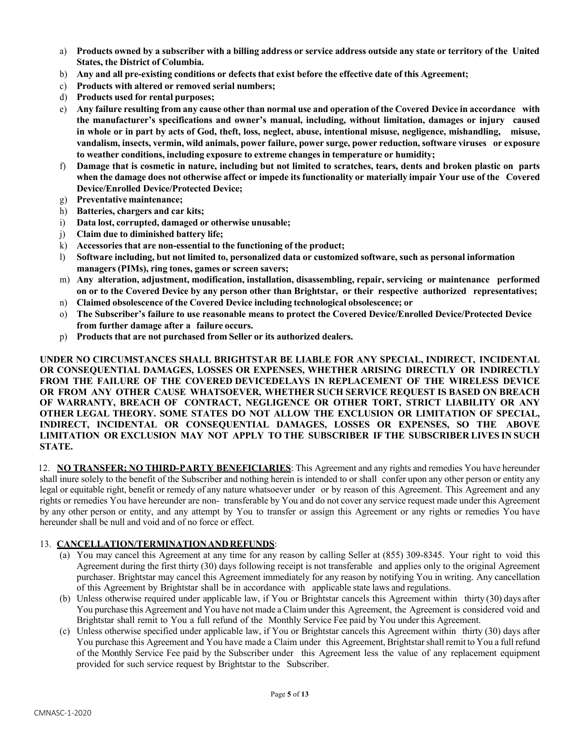a) **Products owned by a subscriber with a billing address or service address outside any state or territory of the United States, the District of Columbia.**
b) **Any and all pre-existing conditions or defects that exist before the effective date of this Agreement;**
c) **Products with altered or removed serial numbers;**
d) **Products used for rental purposes;**
e) **Any failure resulting from any cause other than normal use and operation of the Covered Device in accordance with the manufacturer's specifications and owner's manual, including, without limitation, damages or injury caused in whole or in part by acts of God, theft, loss, neglect, abuse, intentional misuse, negligence, mishandling, misuse, vandalism, insects, vermin, wild animals, power failure, power surge, power reduction, software viruses or exposure to weather conditions, including exposure to extreme changes in temperature or humidity;**
f) **Damage that is cosmetic in nature, including but not limited to scratches, tears, dents and broken plastic on parts when the damage does not otherwise affect or impede its functionality or materially impair Your use of the Covered Device/Enrolled Device/Protected Device;**
g) **Preventative maintenance;**
h) **Batteries, chargers and car kits;**
i) **Data lost, corrupted, damaged or otherwise unusable;**
j) **Claim due to diminished battery life;**
k) **Accessories that are non-essential to the functioning of the product;**
l) **Software including, but not limited to, personalized data or customized software, such as personal information managers (PIMs), ring tones, games or screen savers;**
m) **Any alteration, adjustment, modification, installation, disassembling, repair, servicing or maintenance performed on or to the Covered Device by any person other than Brightstar, or their respective authorized representatives;**
n) **Claimed obsolescence of the Covered Device including technological obsolescence; or**
o) **The Subscriber's failure to use reasonable means to protect the Covered Device/Enrolled Device/Protected Device from further damage after a failure occurs.**
p) **Products that are not purchased from Seller or its authorized dealers.**

**UNDER NO CIRCUMSTANCES SHALL BRIGHTSTAR BE LIABLE FOR ANY SPECIAL, INDIRECT, INCIDENTAL OR CONSEQUENTIAL DAMAGES, LOSSES OR EXPENSES, WHETHER ARISING DIRECTLY OR INDIRECTLY FROM THE FAILURE OF THE COVERED DEVICEDELAYS IN REPLACEMENT OF THE WIRELESS DEVICE OR FROM ANY OTHER CAUSE WHATSOEVER, WHETHER SUCH SERVICE REQUEST IS BASED ON BREACH OF WARRANTY, BREACH OF CONTRACT, NEGLIGENCE OR OTHER TORT, STRICT LIABILITY OR ANY OTHER LEGAL THEORY. SOME STATES DO NOT ALLOW THE EXCLUSION OR LIMITATION OF SPECIAL, INDIRECT, INCIDENTAL OR CONSEQUENTIAL DAMAGES, LOSSES OR EXPENSES, SO THE ABOVE LIMITATION OR EXCLUSION MAY NOT APPLY TO THE SUBSCRIBER IF THE SUBSCRIBER LIVES IN SUCH STATE.**

12. **NO TRANSFER; NO THIRD-PARTY BENEFICIARIES**: This Agreement and any rights and remedies You have hereunder shall inure solely to the benefit of the Subscriber and nothing herein is intended to or shall confer upon any other person or entity any legal or equitable right, benefit or remedy of any nature whatsoever under or by reason of this Agreement. This Agreement and any rights or remedies You have hereunder are non- transferable by You and do not cover any service request made under this Agreement by any other person or entity, and any attempt by You to transfer or assign this Agreement or any rights or remedies You have hereunder shall be null and void and of no force or effect.

13. **CANCELLATION/TERMINATION AND REFUNDS**:

(a) You may cancel this Agreement at any time for any reason by calling Seller at (855) 309-8345. Your right to void this Agreement during the first thirty (30) days following receipt is not transferable and applies only to the original Agreement purchaser. Brightstar may cancel this Agreement immediately for any reason by notifying You in writing. Any cancellation of this Agreement by Brightstar shall be in accordance with applicable state laws and regulations.

(b) Unless otherwise required under applicable law, if You or Brightstar cancels this Agreement within thirty (30) days after You purchase this Agreement and You have not made a Claim under this Agreement, the Agreement is considered void and Brightstar shall remit to You a full refund of the Monthly Service Fee paid by You under this Agreement.

(c) Unless otherwise specified under applicable law, if You or Brightstar cancels this Agreement within thirty (30) days after You purchase this Agreement and You have made a Claim under this Agreement, Brightstar shall remit to You a full refund of the Monthly Service Fee paid by the Subscriber under this Agreement less the value of any replacement equipment provided for such service request by Brightstar to the Subscriber.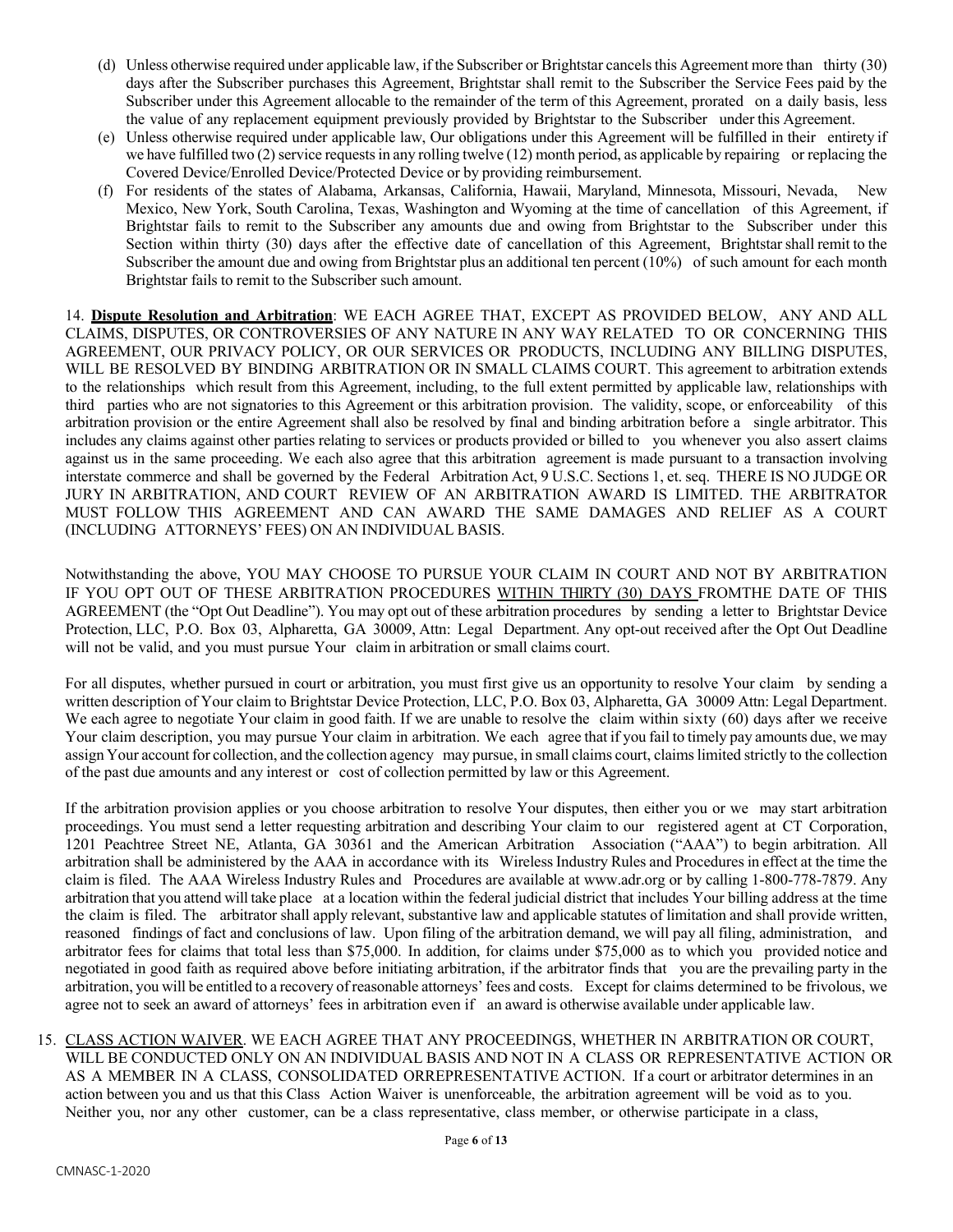(d) Unless otherwise required under applicable law, if the Subscriber or Brightstar cancels this Agreement more than thirty (30) days after the Subscriber purchases this Agreement, Brightstar shall remit to the Subscriber the Service Fees paid by the Subscriber under this Agreement allocable to the remainder of the term of this Agreement, prorated on a daily basis, less the value of any replacement equipment previously provided by Brightstar to the Subscriber under this Agreement.

(e) Unless otherwise required under applicable law, Our obligations under this Agreement will be fulfilled in their entirety if we have fulfilled two (2) service requests in any rolling twelve (12) month period, as applicable by repairing or replacing the Covered Device/Enrolled Device/Protected Device or by providing reimbursement.

(f) For residents of the states of Alabama, Arkansas, California, Hawaii, Maryland, Minnesota, Missouri, Nevada, New Mexico, New York, South Carolina, Texas, Washington and Wyoming at the time of cancellation of this Agreement, if Brightstar fails to remit to the Subscriber any amounts due and owing from Brightstar to the Subscriber under this Section within thirty (30) days after the effective date of cancellation of this Agreement, Brightstar shall remit to the Subscriber the amount due and owing from Brightstar plus an additional ten percent (10%) of such amount for each month Brightstar fails to remit to the Subscriber such amount.

14. **Dispute Resolution and Arbitration**: WE EACH AGREE THAT, EXCEPT AS PROVIDED BELOW, ANY AND ALL CLAIMS, DISPUTES, OR CONTROVERSIES OF ANY NATURE IN ANY WAY RELATED TO OR CONCERNING THIS AGREEMENT, OUR PRIVACY POLICY, OR OUR SERVICES OR PRODUCTS, INCLUDING ANY BILLING DISPUTES, WILL BE RESOLVED BY BINDING ARBITRATION OR IN SMALL CLAIMS COURT. This agreement to arbitration extends to the relationships which result from this Agreement, including, to the full extent permitted by applicable law, relationships with third parties who are not signatories to this Agreement or this arbitration provision. The validity, scope, or enforceability of this arbitration provision or the entire Agreement shall also be resolved by final and binding arbitration before a single arbitrator. This includes any claims against other parties relating to services or products provided or billed to you whenever you also assert claims against us in the same proceeding. We each also agree that this arbitration agreement is made pursuant to a transaction involving interstate commerce and shall be governed by the Federal Arbitration Act, 9 U.S.C. Sections 1, et. seq. THERE IS NO JUDGE OR JURY IN ARBITRATION, AND COURT REVIEW OF AN ARBITRATION AWARD IS LIMITED. THE ARBITRATOR MUST FOLLOW THIS AGREEMENT AND CAN AWARD THE SAME DAMAGES AND RELIEF AS A COURT (INCLUDING ATTORNEYS' FEES) ON AN INDIVIDUAL BASIS.

Notwithstanding the above, YOU MAY CHOOSE TO PURSUE YOUR CLAIM IN COURT AND NOT BY ARBITRATION IF YOU OPT OUT OF THESE ARBITRATION PROCEDURES WITHIN THIRTY (30) DAYS FROMTHE DATE OF THIS AGREEMENT (the "Opt Out Deadline"). You may opt out of these arbitration procedures by sending a letter to Brightstar Device Protection, LLC, P.O. Box 03, Alpharetta, GA 30009, Attn: Legal Department. Any opt-out received after the Opt Out Deadline will not be valid, and you must pursue Your claim in arbitration or small claims court.

For all disputes, whether pursued in court or arbitration, you must first give us an opportunity to resolve Your claim by sending a written description of Your claim to Brightstar Device Protection, LLC, P.O. Box 03, Alpharetta, GA 30009 Attn: Legal Department. We each agree to negotiate Your claim in good faith. If we are unable to resolve the claim within sixty (60) days after we receive Your claim description, you may pursue Your claim in arbitration. We each agree that if you fail to timely pay amounts due, we may assign Your account for collection, and the collection agency may pursue, in small claims court, claims limited strictly to the collection of the past due amounts and any interest or cost of collection permitted by law or this Agreement.

If the arbitration provision applies or you choose arbitration to resolve Your disputes, then either you or we may start arbitration proceedings. You must send a letter requesting arbitration and describing Your claim to our registered agent at CT Corporation, 1201 Peachtree Street NE, Atlanta, GA 30361 and the American Arbitration Association ("AAA") to begin arbitration. All arbitration shall be administered by the AAA in accordance with its Wireless Industry Rules and Procedures in effect at the time the claim is filed. The AAA Wireless Industry Rules and Procedures are available at www.adr.org or by calling 1-800-778-7879. Any arbitration that you attend will take place at a location within the federal judicial district that includes Your billing address at the time the claim is filed. The arbitrator shall apply relevant, substantive law and applicable statutes of limitation and shall provide written, reasoned findings of fact and conclusions of law. Upon filing of the arbitration demand, we will pay all filing, administration, and arbitrator fees for claims that total less than $75,000. In addition, for claims under $75,000 as to which you provided notice and negotiated in good faith as required above before initiating arbitration, if the arbitrator finds that you are the prevailing party in the arbitration, you will be entitled to a recovery of reasonable attorneys' fees and costs. Except for claims determined to be frivolous, we agree not to seek an award of attorneys' fees in arbitration even if an award is otherwise available under applicable law.

15. CLASS ACTION WAIVER. WE EACH AGREE THAT ANY PROCEEDINGS, WHETHER IN ARBITRATION OR COURT, WILL BE CONDUCTED ONLY ON AN INDIVIDUAL BASIS AND NOT IN A CLASS OR REPRESENTATIVE ACTION OR AS A MEMBER IN A CLASS, CONSOLIDATED ORREPRESENTATIVE ACTION. If a court or arbitrator determines in an action between you and us that this Class Action Waiver is unenforceable, the arbitration agreement will be void as to you. Neither you, nor any other customer, can be a class representative, class member, or otherwise participate in a class,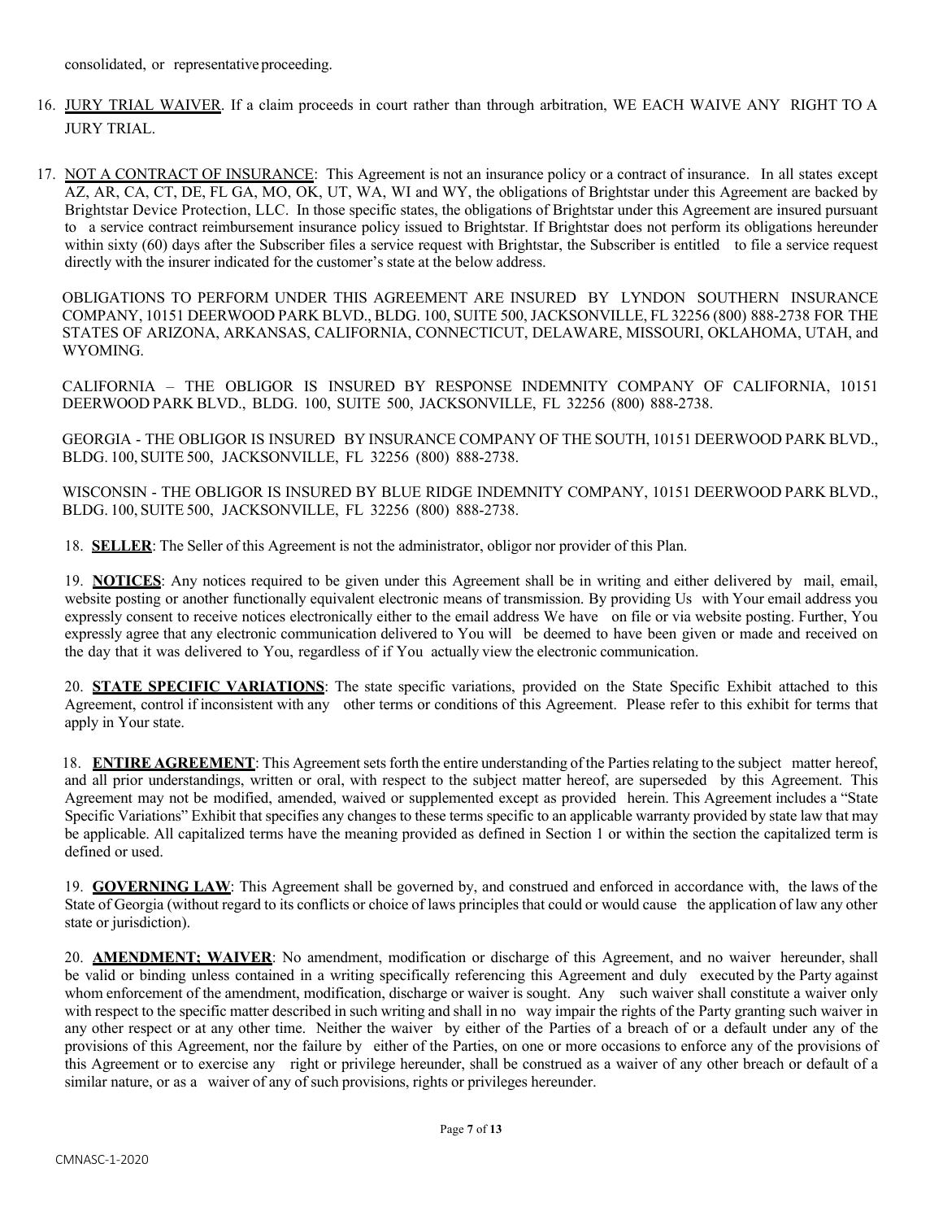consolidated, or representative proceeding.

16. JURY TRIAL WAIVER. If a claim proceeds in court rather than through arbitration, WE EACH WAIVE ANY RIGHT TO A JURY TRIAL.

17. NOT A CONTRACT OF INSURANCE: This Agreement is not an insurance policy or a contract of insurance. In all states except AZ, AR, CA, CT, DE, FL GA, MO, OK, UT, WA, WI and WY, the obligations of Brightstar under this Agreement are backed by Brightstar Device Protection, LLC. In those specific states, the obligations of Brightstar under this Agreement are insured pursuant to a service contract reimbursement insurance policy issued to Brightstar. If Brightstar does not perform its obligations hereunder within sixty (60) days after the Subscriber files a service request with Brightstar, the Subscriber is entitled to file a service request directly with the insurer indicated for the customer's state at the below address.

    OBLIGATIONS TO PERFORM UNDER THIS AGREEMENT ARE INSURED BY LYNDON SOUTHERN INSURANCE COMPANY, 10151 DEERWOOD PARK BLVD., BLDG. 100, SUITE 500, JACKSONVILLE, FL 32256 (800) 888-2738 FOR THE STATES OF ARIZONA, ARKANSAS, CALIFORNIA, CONNECTICUT, DELAWARE, MISSOURI, OKLAHOMA, UTAH, and WYOMING.

    CALIFORNIA – THE OBLIGOR IS INSURED BY RESPONSE INDEMNITY COMPANY OF CALIFORNIA, 10151 DEERWOOD PARK BLVD., BLDG. 100, SUITE 500, JACKSONVILLE, FL 32256 (800) 888-2738.

    GEORGIA - THE OBLIGOR IS INSURED BY INSURANCE COMPANY OF THE SOUTH, 10151 DEERWOOD PARK BLVD., BLDG. 100, SUITE 500, JACKSONVILLE, FL 32256 (800) 888-2738.

    WISCONSIN - THE OBLIGOR IS INSURED BY BLUE RIDGE INDEMNITY COMPANY, 10151 DEERWOOD PARK BLVD., BLDG. 100, SUITE 500, JACKSONVILLE, FL 32256 (800) 888-2738.

18. **SELLER**: The Seller of this Agreement is not the administrator, obligor nor provider of this Plan.

19. **NOTICES**: Any notices required to be given under this Agreement shall be in writing and either delivered by mail, email, website posting or another functionally equivalent electronic means of transmission. By providing Us with Your email address you expressly consent to receive notices electronically either to the email address We have on file or via website posting. Further, You expressly agree that any electronic communication delivered to You will be deemed to have been given or made and received on the day that it was delivered to You, regardless of if You actually view the electronic communication.

20. **STATE SPECIFIC VARIATIONS**: The state specific variations, provided on the State Specific Exhibit attached to this Agreement, control if inconsistent with any other terms or conditions of this Agreement. Please refer to this exhibit for terms that apply in Your state.

18. **ENTIRE AGREEMENT**: This Agreement sets forth the entire understanding of the Parties relating to the subject matter hereof, and all prior understandings, written or oral, with respect to the subject matter hereof, are superseded by this Agreement. This Agreement may not be modified, amended, waived or supplemented except as provided herein. This Agreement includes a "State Specific Variations" Exhibit that specifies any changes to these terms specific to an applicable warranty provided by state law that may be applicable. All capitalized terms have the meaning provided as defined in Section 1 or within the section the capitalized term is defined or used.

19. **GOVERNING LAW**: This Agreement shall be governed by, and construed and enforced in accordance with, the laws of the State of Georgia (without regard to its conflicts or choice of laws principles that could or would cause the application of law any other state or jurisdiction).

20. **AMENDMENT; WAIVER**: No amendment, modification or discharge of this Agreement, and no waiver hereunder, shall be valid or binding unless contained in a writing specifically referencing this Agreement and duly executed by the Party against whom enforcement of the amendment, modification, discharge or waiver is sought. Any such waiver shall constitute a waiver only with respect to the specific matter described in such writing and shall in no way impair the rights of the Party granting such waiver in any other respect or at any other time. Neither the waiver by either of the Parties of a breach of or a default under any of the provisions of this Agreement, nor the failure by either of the Parties, on one or more occasions to enforce any of the provisions of this Agreement or to exercise any right or privilege hereunder, shall be construed as a waiver of any other breach or default of a similar nature, or as a waiver of any of such provisions, rights or privileges hereunder.

CMNASC-1-2020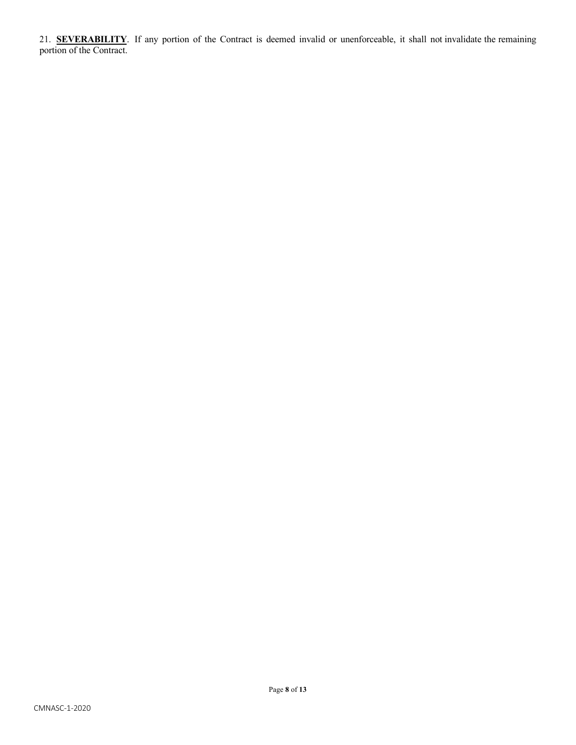21. **SEVERABILITY**. If any portion of the Contract is deemed invalid or unenforceable, it shall not invalidate the remaining portion of the Contract.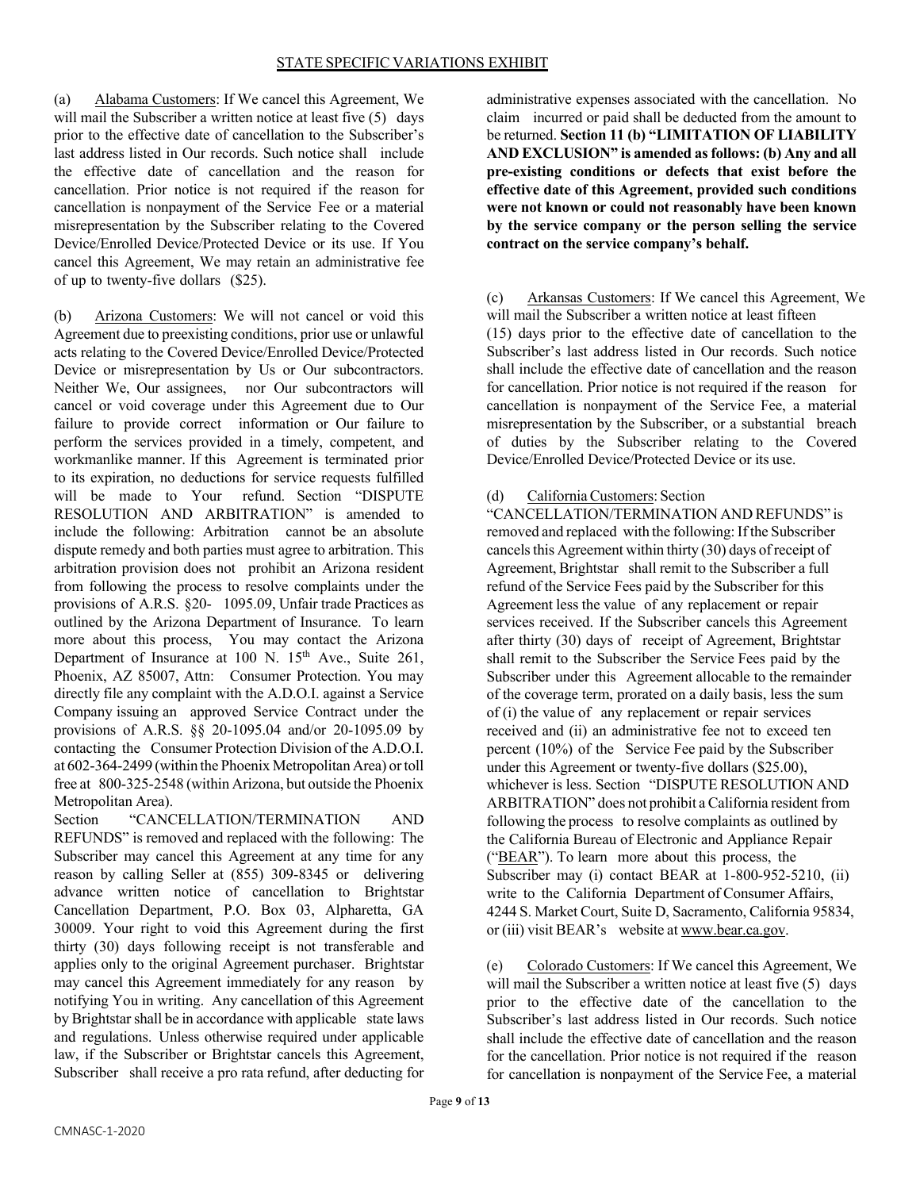## STATE SPECIFIC VARIATIONS EXHIBIT

(a) Alabama Customers: If We cancel this Agreement, We will mail the Subscriber a written notice at least five (5) days prior to the effective date of cancellation to the Subscriber's last address listed in Our records. Such notice shall include the effective date of cancellation and the reason for cancellation. Prior notice is not required if the reason for cancellation is nonpayment of the Service Fee or a material misrepresentation by the Subscriber relating to the Covered Device/Enrolled Device/Protected Device or its use. If You cancel this Agreement, We may retain an administrative fee of up to twenty-five dollars ($25).

(b) Arizona Customers: We will not cancel or void this Agreement due to preexisting conditions, prior use or unlawful acts relating to the Covered Device/Enrolled Device/Protected Device or misrepresentation by Us or Our subcontractors. Neither We, Our assignees, nor Our subcontractors will cancel or void coverage under this Agreement due to Our failure to provide correct information or Our failure to perform the services provided in a timely, competent, and workmanlike manner. If this Agreement is terminated prior to its expiration, no deductions for service requests fulfilled will be made to Your refund. Section "DISPUTE RESOLUTION AND ARBITRATION" is amended to include the following: Arbitration cannot be an absolute dispute remedy and both parties must agree to arbitration. This arbitration provision does not prohibit an Arizona resident from following the process to resolve complaints under the provisions of A.R.S. §20- 1095.09, Unfair trade Practices as outlined by the Arizona Department of Insurance. To learn more about this process, You may contact the Arizona Department of Insurance at 100 N. 15th Ave., Suite 261, Phoenix, AZ 85007, Attn: Consumer Protection. You may directly file any complaint with the A.D.O.I. against a Service Company issuing an approved Service Contract under the provisions of A.R.S. §§ 20-1095.04 and/or 20-1095.09 by contacting the Consumer Protection Division of the A.D.O.I. at 602-364-2499 (within the Phoenix Metropolitan Area) or toll free at 800-325-2548 (within Arizona, but outside the Phoenix Metropolitan Area).

Section "CANCELLATION/TERMINATION AND REFUNDS" is removed and replaced with the following: The Subscriber may cancel this Agreement at any time for any reason by calling Seller at (855) 309-8345 or delivering advance written notice of cancellation to Brightstar Cancellation Department, P.O. Box 03, Alpharetta, GA 30009. Your right to void this Agreement during the first thirty (30) days following receipt is not transferable and applies only to the original Agreement purchaser. Brightstar may cancel this Agreement immediately for any reason by notifying You in writing. Any cancellation of this Agreement by Brightstar shall be in accordance with applicable state laws and regulations. Unless otherwise required under applicable law, if the Subscriber or Brightstar cancels this Agreement, Subscriber shall receive a pro rata refund, after deducting for administrative expenses associated with the cancellation. No claim incurred or paid shall be deducted from the amount to be returned. **Section 11 (b) "LIMITATION OF LIABILITY AND EXCLUSION" is amended as follows: (b) Any and all pre-existing conditions or defects that exist before the effective date of this Agreement, provided such conditions were not known or could not reasonably have been known by the service company or the person selling the service contract on the service company's behalf.**

(c) Arkansas Customers: If We cancel this Agreement, We will mail the Subscriber a written notice at least fifteen (15) days prior to the effective date of cancellation to the Subscriber's last address listed in Our records. Such notice shall include the effective date of cancellation and the reason for cancellation. Prior notice is not required if the reason for cancellation is nonpayment of the Service Fee, a material misrepresentation by the Subscriber, or a substantial breach of duties by the Subscriber relating to the Covered Device/Enrolled Device/Protected Device or its use.

(d) California Customers: Section "CANCELLATION/TERMINATION AND REFUNDS" is removed and replaced with the following: If the Subscriber cancels this Agreement within thirty (30) days of receipt of Agreement, Brightstar shall remit to the Subscriber a full refund of the Service Fees paid by the Subscriber for this Agreement less the value of any replacement or repair services received. If the Subscriber cancels this Agreement after thirty (30) days of receipt of Agreement, Brightstar shall remit to the Subscriber the Service Fees paid by the Subscriber under this Agreement allocable to the remainder of the coverage term, prorated on a daily basis, less the sum of (i) the value of any replacement or repair services received and (ii) an administrative fee not to exceed ten percent (10%) of the Service Fee paid by the Subscriber under this Agreement or twenty-five dollars ($25.00), whichever is less. Section "DISPUTE RESOLUTION AND ARBITRATION" does not prohibit a California resident from following the process to resolve complaints as outlined by the California Bureau of Electronic and Appliance Repair ("BEAR"). To learn more about this process, the Subscriber may (i) contact BEAR at 1-800-952-5210, (ii) write to the California Department of Consumer Affairs, 4244 S. Market Court, Suite D, Sacramento, California 95834, or (iii) visit BEAR's website at www.bear.ca.gov.

(e) Colorado Customers: If We cancel this Agreement, We will mail the Subscriber a written notice at least five (5) days prior to the effective date of the cancellation to the Subscriber's last address listed in Our records. Such notice shall include the effective date of cancellation and the reason for the cancellation. Prior notice is not required if the reason for cancellation is nonpayment of the Service Fee, a material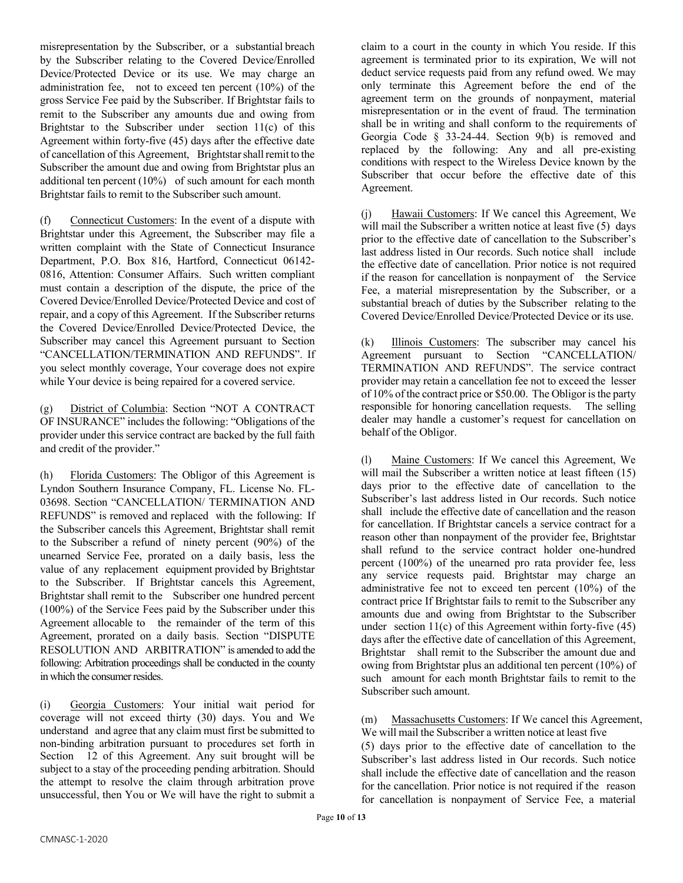misrepresentation by the Subscriber, or a substantial breach by the Subscriber relating to the Covered Device/Enrolled Device/Protected Device or its use. We may charge an administration fee, not to exceed ten percent (10%) of the gross Service Fee paid by the Subscriber. If Brightstar fails to remit to the Subscriber any amounts due and owing from Brightstar to the Subscriber under section 11(c) of this Agreement within forty-five (45) days after the effective date of cancellation of this Agreement, Brightstar shall remit to the Subscriber the amount due and owing from Brightstar plus an additional ten percent (10%) of such amount for each month Brightstar fails to remit to the Subscriber such amount.

(f) Connecticut Customers: In the event of a dispute with Brightstar under this Agreement, the Subscriber may file a written complaint with the State of Connecticut Insurance Department, P.O. Box 816, Hartford, Connecticut 06142-0816, Attention: Consumer Affairs. Such written compliant must contain a description of the dispute, the price of the Covered Device/Enrolled Device/Protected Device and cost of repair, and a copy of this Agreement. If the Subscriber returns the Covered Device/Enrolled Device/Protected Device, the Subscriber may cancel this Agreement pursuant to Section "CANCELLATION/TERMINATION AND REFUNDS". If you select monthly coverage, Your coverage does not expire while Your device is being repaired for a covered service.

(g) District of Columbia: Section "NOT A CONTRACT OF INSURANCE" includes the following: "Obligations of the provider under this service contract are backed by the full faith and credit of the provider."

(h) Florida Customers: The Obligor of this Agreement is Lyndon Southern Insurance Company, FL. License No. FL-03698. Section "CANCELLATION/ TERMINATION AND REFUNDS" is removed and replaced with the following: If the Subscriber cancels this Agreement, Brightstar shall remit to the Subscriber a refund of ninety percent (90%) of the unearned Service Fee, prorated on a daily basis, less the value of any replacement equipment provided by Brightstar to the Subscriber. If Brightstar cancels this Agreement, Brightstar shall remit to the Subscriber one hundred percent (100%) of the Service Fees paid by the Subscriber under this Agreement allocable to the remainder of the term of this Agreement, prorated on a daily basis. Section "DISPUTE RESOLUTION AND ARBITRATION" is amended to add the following: Arbitration proceedings shall be conducted in the county in which the consumer resides.

(i) Georgia Customers: Your initial wait period for coverage will not exceed thirty (30) days. You and We understand and agree that any claim must first be submitted to non-binding arbitration pursuant to procedures set forth in Section 12 of this Agreement. Any suit brought will be subject to a stay of the proceeding pending arbitration. Should the attempt to resolve the claim through arbitration prove unsuccessful, then You or We will have the right to submit a claim to a court in the county in which You reside. If this agreement is terminated prior to its expiration, We will not deduct service requests paid from any refund owed. We may only terminate this Agreement before the end of the agreement term on the grounds of nonpayment, material misrepresentation or in the event of fraud. The termination shall be in writing and shall conform to the requirements of Georgia Code § 33-24-44. Section 9(b) is removed and replaced by the following: Any and all pre-existing conditions with respect to the Wireless Device known by the Subscriber that occur before the effective date of this Agreement.

(j) Hawaii Customers: If We cancel this Agreement, We will mail the Subscriber a written notice at least five (5) days prior to the effective date of cancellation to the Subscriber's last address listed in Our records. Such notice shall include the effective date of cancellation. Prior notice is not required if the reason for cancellation is nonpayment of the Service Fee, a material misrepresentation by the Subscriber, or a substantial breach of duties by the Subscriber relating to the Covered Device/Enrolled Device/Protected Device or its use.

(k) Illinois Customers: The subscriber may cancel his Agreement pursuant to Section "CANCELLATION/ TERMINATION AND REFUNDS". The service contract provider may retain a cancellation fee not to exceed the lesser of 10% of the contract price or $50.00. The Obligor is the party responsible for honoring cancellation requests. The selling dealer may handle a customer's request for cancellation on behalf of the Obligor.

(l) Maine Customers: If We cancel this Agreement, We will mail the Subscriber a written notice at least fifteen (15) days prior to the effective date of cancellation to the Subscriber's last address listed in Our records. Such notice shall include the effective date of cancellation and the reason for cancellation. If Brightstar cancels a service contract for a reason other than nonpayment of the provider fee, Brightstar shall refund to the service contract holder one-hundred percent (100%) of the unearned pro rata provider fee, less any service requests paid. Brightstar may charge an administrative fee not to exceed ten percent (10%) of the contract price If Brightstar fails to remit to the Subscriber any amounts due and owing from Brightstar to the Subscriber under section 11(c) of this Agreement within forty-five (45) days after the effective date of cancellation of this Agreement, Brightstar shall remit to the Subscriber the amount due and owing from Brightstar plus an additional ten percent (10%) of such amount for each month Brightstar fails to remit to the Subscriber such amount.

(m) Massachusetts Customers: If We cancel this Agreement, We will mail the Subscriber a written notice at least five (5) days prior to the effective date of cancellation to the Subscriber's last address listed in Our records. Such notice shall include the effective date of cancellation and the reason for the cancellation. Prior notice is not required if the reason for cancellation is nonpayment of Service Fee, a material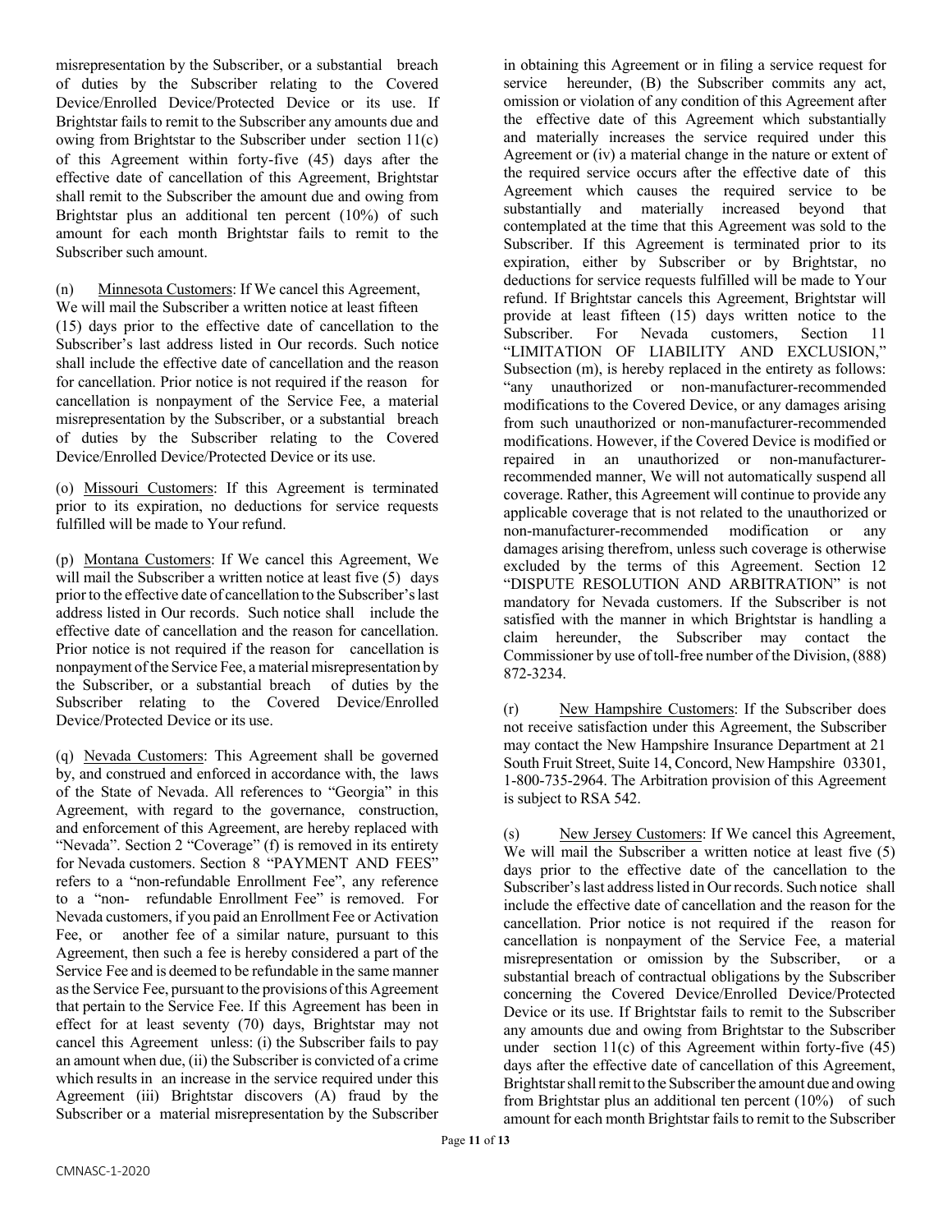misrepresentation by the Subscriber, or a substantial breach of duties by the Subscriber relating to the Covered Device/Enrolled Device/Protected Device or its use. If Brightstar fails to remit to the Subscriber any amounts due and owing from Brightstar to the Subscriber under section 11(c) of this Agreement within forty-five (45) days after the effective date of cancellation of this Agreement, Brightstar shall remit to the Subscriber the amount due and owing from Brightstar plus an additional ten percent (10%) of such amount for each month Brightstar fails to remit to the Subscriber such amount.

(n) Minnesota Customers: If We cancel this Agreement, We will mail the Subscriber a written notice at least fifteen (15) days prior to the effective date of cancellation to the Subscriber's last address listed in Our records. Such notice shall include the effective date of cancellation and the reason for cancellation. Prior notice is not required if the reason for cancellation is nonpayment of the Service Fee, a material misrepresentation by the Subscriber, or a substantial breach of duties by the Subscriber relating to the Covered Device/Enrolled Device/Protected Device or its use.

(o) Missouri Customers: If this Agreement is terminated prior to its expiration, no deductions for service requests fulfilled will be made to Your refund.

(p) Montana Customers: If We cancel this Agreement, We will mail the Subscriber a written notice at least five (5) days prior to the effective date of cancellation to the Subscriber's last address listed in Our records. Such notice shall include the effective date of cancellation and the reason for cancellation. Prior notice is not required if the reason for cancellation is nonpayment of the Service Fee, a material misrepresentation by the Subscriber, or a substantial breach of duties by the Subscriber relating to the Covered Device/Enrolled Device/Protected Device or its use.

(q) Nevada Customers: This Agreement shall be governed by, and construed and enforced in accordance with, the laws of the State of Nevada. All references to "Georgia" in this Agreement, with regard to the governance, construction, and enforcement of this Agreement, are hereby replaced with "Nevada". Section 2 "Coverage" (f) is removed in its entirety for Nevada customers. Section 8 "PAYMENT AND FEES" refers to a "non-refundable Enrollment Fee", any reference to a "non- refundable Enrollment Fee" is removed. For Nevada customers, if you paid an Enrollment Fee or Activation Fee, or another fee of a similar nature, pursuant to this Agreement, then such a fee is hereby considered a part of the Service Fee and is deemed to be refundable in the same manner as the Service Fee, pursuant to the provisions of this Agreement that pertain to the Service Fee. If this Agreement has been in effect for at least seventy (70) days, Brightstar may not cancel this Agreement unless: (i) the Subscriber fails to pay an amount when due, (ii) the Subscriber is convicted of a crime which results in an increase in the service required under this Agreement (iii) Brightstar discovers (A) fraud by the Subscriber or a material misrepresentation by the Subscriber in obtaining this Agreement or in filing a service request for service hereunder, (B) the Subscriber commits any act, omission or violation of any condition of this Agreement after the effective date of this Agreement which substantially and materially increases the service required under this Agreement or (iv) a material change in the nature or extent of the required service occurs after the effective date of this Agreement which causes the required service to be substantially and materially increased beyond that contemplated at the time that this Agreement was sold to the Subscriber. If this Agreement is terminated prior to its expiration, either by Subscriber or by Brightstar, no deductions for service requests fulfilled will be made to Your refund. If Brightstar cancels this Agreement, Brightstar will provide at least fifteen (15) days written notice to the Subscriber. For Nevada customers, Section 11 "LIMITATION OF LIABILITY AND EXCLUSION," Subsection (m), is hereby replaced in the entirety as follows: "any unauthorized or non-manufacturer-recommended modifications to the Covered Device, or any damages arising from such unauthorized or non-manufacturer-recommended modifications. However, if the Covered Device is modified or repaired in an unauthorized or non-manufacturer-recommended manner, We will not automatically suspend all coverage. Rather, this Agreement will continue to provide any applicable coverage that is not related to the unauthorized or non-manufacturer-recommended modification or any damages arising therefrom, unless such coverage is otherwise excluded by the terms of this Agreement. Section 12 "DISPUTE RESOLUTION AND ARBITRATION" is not mandatory for Nevada customers. If the Subscriber is not satisfied with the manner in which Brightstar is handling a claim hereunder, the Subscriber may contact the Commissioner by use of toll-free number of the Division, (888) 872-3234.

(r) New Hampshire Customers: If the Subscriber does not receive satisfaction under this Agreement, the Subscriber may contact the New Hampshire Insurance Department at 21 South Fruit Street, Suite 14, Concord, New Hampshire 03301, 1-800-735-2964. The Arbitration provision of this Agreement is subject to RSA 542.

(s) New Jersey Customers: If We cancel this Agreement, We will mail the Subscriber a written notice at least five (5) days prior to the effective date of the cancellation to the Subscriber's last address listed in Our records. Such notice shall include the effective date of cancellation and the reason for the cancellation. Prior notice is not required if the reason for cancellation is nonpayment of the Service Fee, a material misrepresentation or omission by the Subscriber, or a substantial breach of contractual obligations by the Subscriber concerning the Covered Device/Enrolled Device/Protected Device or its use. If Brightstar fails to remit to the Subscriber any amounts due and owing from Brightstar to the Subscriber under section 11(c) of this Agreement within forty-five (45) days after the effective date of cancellation of this Agreement, Brightstar shall remit to the Subscriber the amount due and owing from Brightstar plus an additional ten percent (10%) of such amount for each month Brightstar fails to remit to the Subscriber

CMNASC-1-2020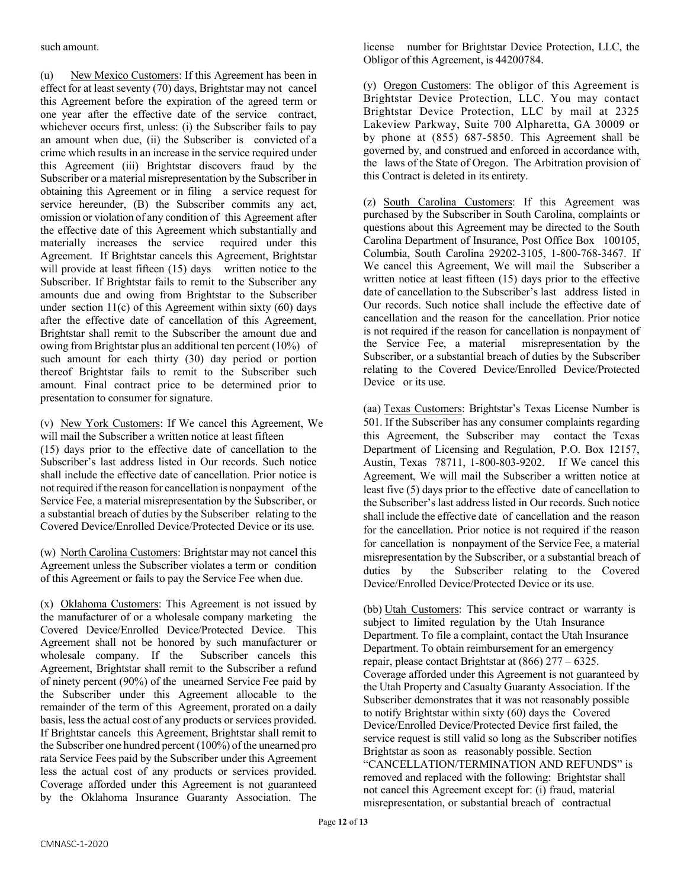such amount.

(u) New Mexico Customers: If this Agreement has been in effect for at least seventy (70) days, Brightstar may not cancel this Agreement before the expiration of the agreed term or one year after the effective date of the service contract, whichever occurs first, unless: (i) the Subscriber fails to pay an amount when due, (ii) the Subscriber is convicted of a crime which results in an increase in the service required under this Agreement (iii) Brightstar discovers fraud by the Subscriber or a material misrepresentation by the Subscriber in obtaining this Agreement or in filing a service request for service hereunder, (B) the Subscriber commits any act, omission or violation of any condition of this Agreement after the effective date of this Agreement which substantially and materially increases the service required under this Agreement. If Brightstar cancels this Agreement, Brightstar will provide at least fifteen (15) days written notice to the Subscriber. If Brightstar fails to remit to the Subscriber any amounts due and owing from Brightstar to the Subscriber under section 11(c) of this Agreement within sixty (60) days after the effective date of cancellation of this Agreement, Brightstar shall remit to the Subscriber the amount due and owing from Brightstar plus an additional ten percent (10%) of such amount for each thirty (30) day period or portion thereof Brightstar fails to remit to the Subscriber such amount. Final contract price to be determined prior to presentation to consumer for signature.

(v) New York Customers: If We cancel this Agreement, We will mail the Subscriber a written notice at least fifteen (15) days prior to the effective date of cancellation to the Subscriber's last address listed in Our records. Such notice shall include the effective date of cancellation. Prior notice is not required if the reason for cancellation is nonpayment of the Service Fee, a material misrepresentation by the Subscriber, or a substantial breach of duties by the Subscriber relating to the Covered Device/Enrolled Device/Protected Device or its use.

(w) North Carolina Customers: Brightstar may not cancel this Agreement unless the Subscriber violates a term or condition of this Agreement or fails to pay the Service Fee when due.

(x) Oklahoma Customers: This Agreement is not issued by the manufacturer of or a wholesale company marketing the Covered Device/Enrolled Device/Protected Device. This Agreement shall not be honored by such manufacturer or wholesale company. If the Subscriber cancels this Agreement, Brightstar shall remit to the Subscriber a refund of ninety percent (90%) of the unearned Service Fee paid by the Subscriber under this Agreement allocable to the remainder of the term of this Agreement, prorated on a daily basis, less the actual cost of any products or services provided. If Brightstar cancels this Agreement, Brightstar shall remit to the Subscriber one hundred percent (100%) of the unearned pro rata Service Fees paid by the Subscriber under this Agreement less the actual cost of any products or services provided. Coverage afforded under this Agreement is not guaranteed by the Oklahoma Insurance Guaranty Association. The license number for Brightstar Device Protection, LLC, the Obligor of this Agreement, is 44200784.

(y) Oregon Customers: The obligor of this Agreement is Brightstar Device Protection, LLC. You may contact Brightstar Device Protection, LLC by mail at 2325 Lakeview Parkway, Suite 700 Alpharetta, GA 30009 or by phone at (855) 687-5850. This Agreement shall be governed by, and construed and enforced in accordance with, the laws of the State of Oregon. The Arbitration provision of this Contract is deleted in its entirety.

(z) South Carolina Customers: If this Agreement was purchased by the Subscriber in South Carolina, complaints or questions about this Agreement may be directed to the South Carolina Department of Insurance, Post Office Box 100105, Columbia, South Carolina 29202-3105, 1-800-768-3467. If We cancel this Agreement, We will mail the Subscriber a written notice at least fifteen (15) days prior to the effective date of cancellation to the Subscriber's last address listed in Our records. Such notice shall include the effective date of cancellation and the reason for the cancellation. Prior notice is not required if the reason for cancellation is nonpayment of the Service Fee, a material misrepresentation by the Subscriber, or a substantial breach of duties by the Subscriber relating to the Covered Device/Enrolled Device/Protected Device or its use.

(aa) Texas Customers: Brightstar's Texas License Number is 501. If the Subscriber has any consumer complaints regarding this Agreement, the Subscriber may contact the Texas Department of Licensing and Regulation, P.O. Box 12157, Austin, Texas 78711, 1-800-803-9202. If We cancel this Agreement, We will mail the Subscriber a written notice at least five (5) days prior to the effective date of cancellation to the Subscriber's last address listed in Our records. Such notice shall include the effective date of cancellation and the reason for the cancellation. Prior notice is not required if the reason for cancellation is nonpayment of the Service Fee, a material misrepresentation by the Subscriber, or a substantial breach of duties by the Subscriber relating to the Covered Device/Enrolled Device/Protected Device or its use.

(bb) Utah Customers: This service contract or warranty is subject to limited regulation by the Utah Insurance Department. To file a complaint, contact the Utah Insurance Department. To obtain reimbursement for an emergency repair, please contact Brightstar at (866) 277 – 6325. Coverage afforded under this Agreement is not guaranteed by the Utah Property and Casualty Guaranty Association. If the Subscriber demonstrates that it was not reasonably possible to notify Brightstar within sixty (60) days the Covered Device/Enrolled Device/Protected Device first failed, the service request is still valid so long as the Subscriber notifies Brightstar as soon as reasonably possible. Section "CANCELLATION/TERMINATION AND REFUNDS" is removed and replaced with the following: Brightstar shall not cancel this Agreement except for: (i) fraud, material misrepresentation, or substantial breach of contractual

CMNASC-1-2020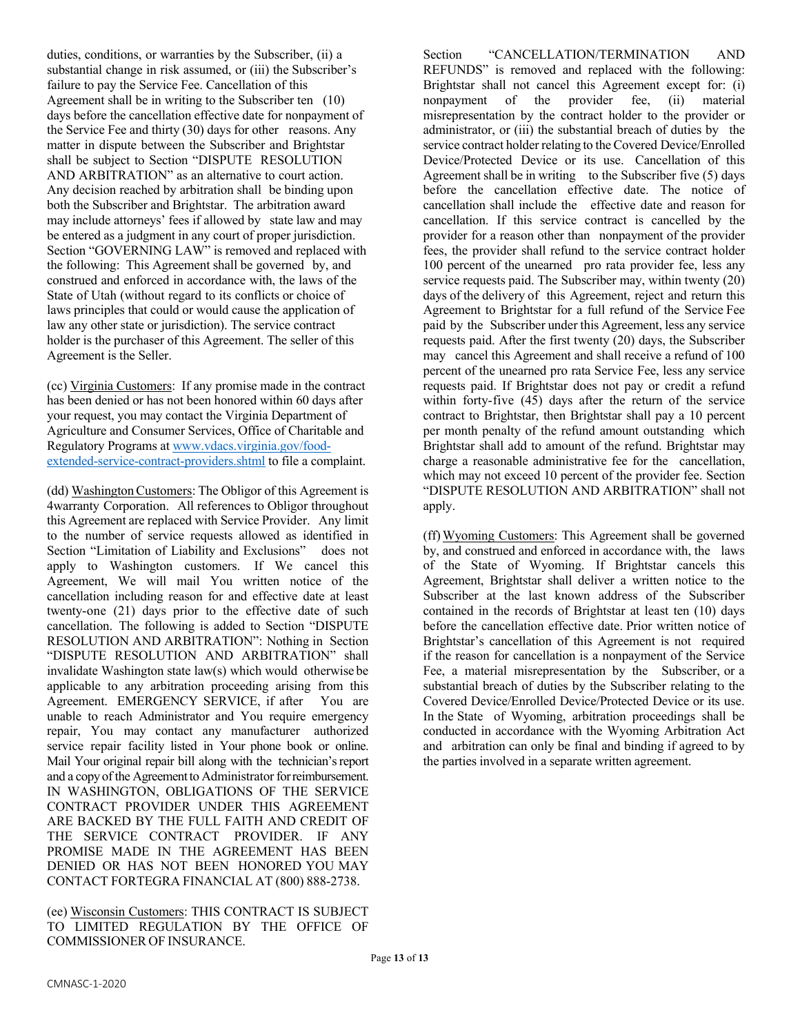duties, conditions, or warranties by the Subscriber, (ii) a substantial change in risk assumed, or (iii) the Subscriber's failure to pay the Service Fee. Cancellation of this Agreement shall be in writing to the Subscriber ten (10) days before the cancellation effective date for nonpayment of the Service Fee and thirty (30) days for other reasons. Any matter in dispute between the Subscriber and Brightstar shall be subject to Section "DISPUTE RESOLUTION AND ARBITRATION" as an alternative to court action. Any decision reached by arbitration shall be binding upon both the Subscriber and Brightstar. The arbitration award may include attorneys' fees if allowed by state law and may be entered as a judgment in any court of proper jurisdiction. Section "GOVERNING LAW" is removed and replaced with the following: This Agreement shall be governed by, and construed and enforced in accordance with, the laws of the State of Utah (without regard to its conflicts or choice of laws principles that could or would cause the application of law any other state or jurisdiction). The service contract holder is the purchaser of this Agreement. The seller of this Agreement is the Seller.

(cc) Virginia Customers: If any promise made in the contract has been denied or has not been honored within 60 days after your request, you may contact the Virginia Department of Agriculture and Consumer Services, Office of Charitable and Regulatory Programs at [www.vdacs.virginia.gov/food-extended-service-contract-providers.shtml](www.vdacs.virginia.gov/food-extended-service-contract-providers.shtml) to file a complaint.

(dd) Washington Customers: The Obligor of this Agreement is 4warranty Corporation. All references to Obligor throughout this Agreement are replaced with Service Provider. Any limit to the number of service requests allowed as identified in Section "Limitation of Liability and Exclusions" does not apply to Washington customers. If We cancel this Agreement, We will mail You written notice of the cancellation including reason for and effective date at least twenty-one (21) days prior to the effective date of such cancellation. The following is added to Section "DISPUTE RESOLUTION AND ARBITRATION": Nothing in Section "DISPUTE RESOLUTION AND ARBITRATION" shall invalidate Washington state law(s) which would otherwise be applicable to any arbitration proceeding arising from this Agreement. EMERGENCY SERVICE, if after You are unable to reach Administrator and You require emergency repair, You may contact any manufacturer authorized service repair facility listed in Your phone book or online. Mail Your original repair bill along with the technician's report and a copy of the Agreement to Administrator for reimbursement. IN WASHINGTON, OBLIGATIONS OF THE SERVICE CONTRACT PROVIDER UNDER THIS AGREEMENT ARE BACKED BY THE FULL FAITH AND CREDIT OF THE SERVICE CONTRACT PROVIDER. IF ANY PROMISE MADE IN THE AGREEMENT HAS BEEN DENIED OR HAS NOT BEEN HONORED YOU MAY CONTACT FORTEGRA FINANCIAL AT (800) 888-2738.

(ee) Wisconsin Customers: THIS CONTRACT IS SUBJECT TO LIMITED REGULATION BY THE OFFICE OF COMMISSIONER OF INSURANCE. Section "CANCELLATION/TERMINATION AND REFUNDS" is removed and replaced with the following: Brightstar shall not cancel this Agreement except for: (i) nonpayment of the provider fee, (ii) material misrepresentation by the contract holder to the provider or administrator, or (iii) the substantial breach of duties by the service contract holder relating to the Covered Device/Enrolled Device/Protected Device or its use. Cancellation of this Agreement shall be in writing to the Subscriber five (5) days before the cancellation effective date. The notice of cancellation shall include the effective date and reason for cancellation. If this service contract is cancelled by the provider for a reason other than nonpayment of the provider fees, the provider shall refund to the service contract holder 100 percent of the unearned pro rata provider fee, less any service requests paid. The Subscriber may, within twenty (20) days of the delivery of this Agreement, reject and return this Agreement to Brightstar for a full refund of the Service Fee paid by the Subscriber under this Agreement, less any service requests paid. After the first twenty (20) days, the Subscriber may cancel this Agreement and shall receive a refund of 100 percent of the unearned pro rata Service Fee, less any service requests paid. If Brightstar does not pay or credit a refund within forty-five (45) days after the return of the service contract to Brightstar, then Brightstar shall pay a 10 percent per month penalty of the refund amount outstanding which Brightstar shall add to amount of the refund. Brightstar may charge a reasonable administrative fee for the cancellation, which may not exceed 10 percent of the provider fee. Section "DISPUTE RESOLUTION AND ARBITRATION" shall not apply.

(ff) Wyoming Customers: This Agreement shall be governed by, and construed and enforced in accordance with, the laws of the State of Wyoming. If Brightstar cancels this Agreement, Brightstar shall deliver a written notice to the Subscriber at the last known address of the Subscriber contained in the records of Brightstar at least ten (10) days before the cancellation effective date. Prior written notice of Brightstar's cancellation of this Agreement is not required if the reason for cancellation is a nonpayment of the Service Fee, a material misrepresentation by the Subscriber, or a substantial breach of duties by the Subscriber relating to the Covered Device/Enrolled Device/Protected Device or its use. In the State of Wyoming, arbitration proceedings shall be conducted in accordance with the Wyoming Arbitration Act and arbitration can only be final and binding if agreed to by the parties involved in a separate written agreement.

CMNASC-1-2020